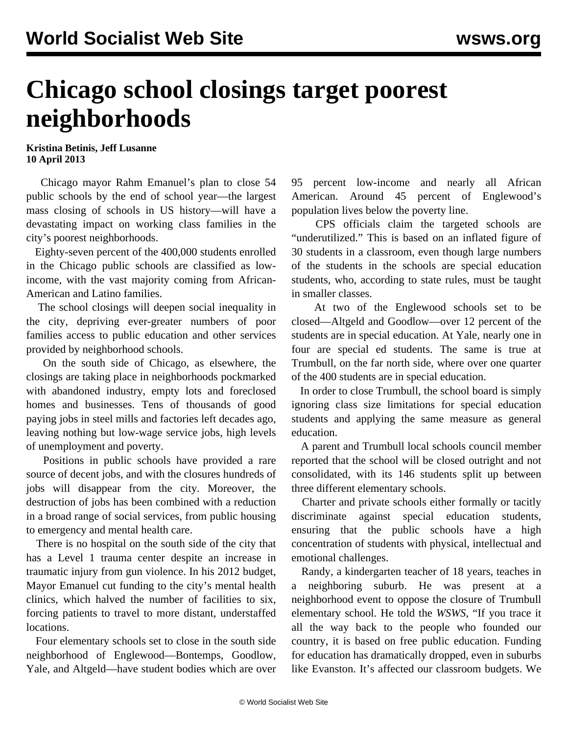# Chicago school closings target poorest neighborhoods

**Kristina Betinis, Jeff Lusanne**
**10 April 2013**

Chicago mayor Rahm Emanuel's plan to close 54 public schools by the end of school year—the largest mass closing of schools in US history—will have a devastating impact on working class families in the city's poorest neighborhoods.

Eighty-seven percent of the 400,000 students enrolled in the Chicago public schools are classified as low-income, with the vast majority coming from African-American and Latino families.

The school closings will deepen social inequality in the city, depriving ever-greater numbers of poor families access to public education and other services provided by neighborhood schools.

On the south side of Chicago, as elsewhere, the closings are taking place in neighborhoods pockmarked with abandoned industry, empty lots and foreclosed homes and businesses. Tens of thousands of good paying jobs in steel mills and factories left decades ago, leaving nothing but low-wage service jobs, high levels of unemployment and poverty.

Positions in public schools have provided a rare source of decent jobs, and with the closures hundreds of jobs will disappear from the city. Moreover, the destruction of jobs has been combined with a reduction in a broad range of social services, from public housing to emergency and mental health care.

There is no hospital on the south side of the city that has a Level 1 trauma center despite an increase in traumatic injury from gun violence. In his 2012 budget, Mayor Emanuel cut funding to the city's mental health clinics, which halved the number of facilities to six, forcing patients to travel to more distant, understaffed locations.

Four elementary schools set to close in the south side neighborhood of Englewood—Bontemps, Goodlow, Yale, and Altgeld—have student bodies which are over 95 percent low-income and nearly all African American. Around 45 percent of Englewood's population lives below the poverty line.

CPS officials claim the targeted schools are "underutilized." This is based on an inflated figure of 30 students in a classroom, even though large numbers of the students in the schools are special education students, who, according to state rules, must be taught in smaller classes.

At two of the Englewood schools set to be closed—Altgeld and Goodlow—over 12 percent of the students are in special education. At Yale, nearly one in four are special ed students. The same is true at Trumbull, on the far north side, where over one quarter of the 400 students are in special education.

In order to close Trumbull, the school board is simply ignoring class size limitations for special education students and applying the same measure as general education.

A parent and Trumbull local schools council member reported that the school will be closed outright and not consolidated, with its 146 students split up between three different elementary schools.

Charter and private schools either formally or tacitly discriminate against special education students, ensuring that the public schools have a high concentration of students with physical, intellectual and emotional challenges.

Randy, a kindergarten teacher of 18 years, teaches in a neighboring suburb. He was present at a neighborhood event to oppose the closure of Trumbull elementary school. He told the *WSWS*, "If you trace it all the way back to the people who founded our country, it is based on free public education. Funding for education has dramatically dropped, even in suburbs like Evanston. It's affected our classroom budgets. We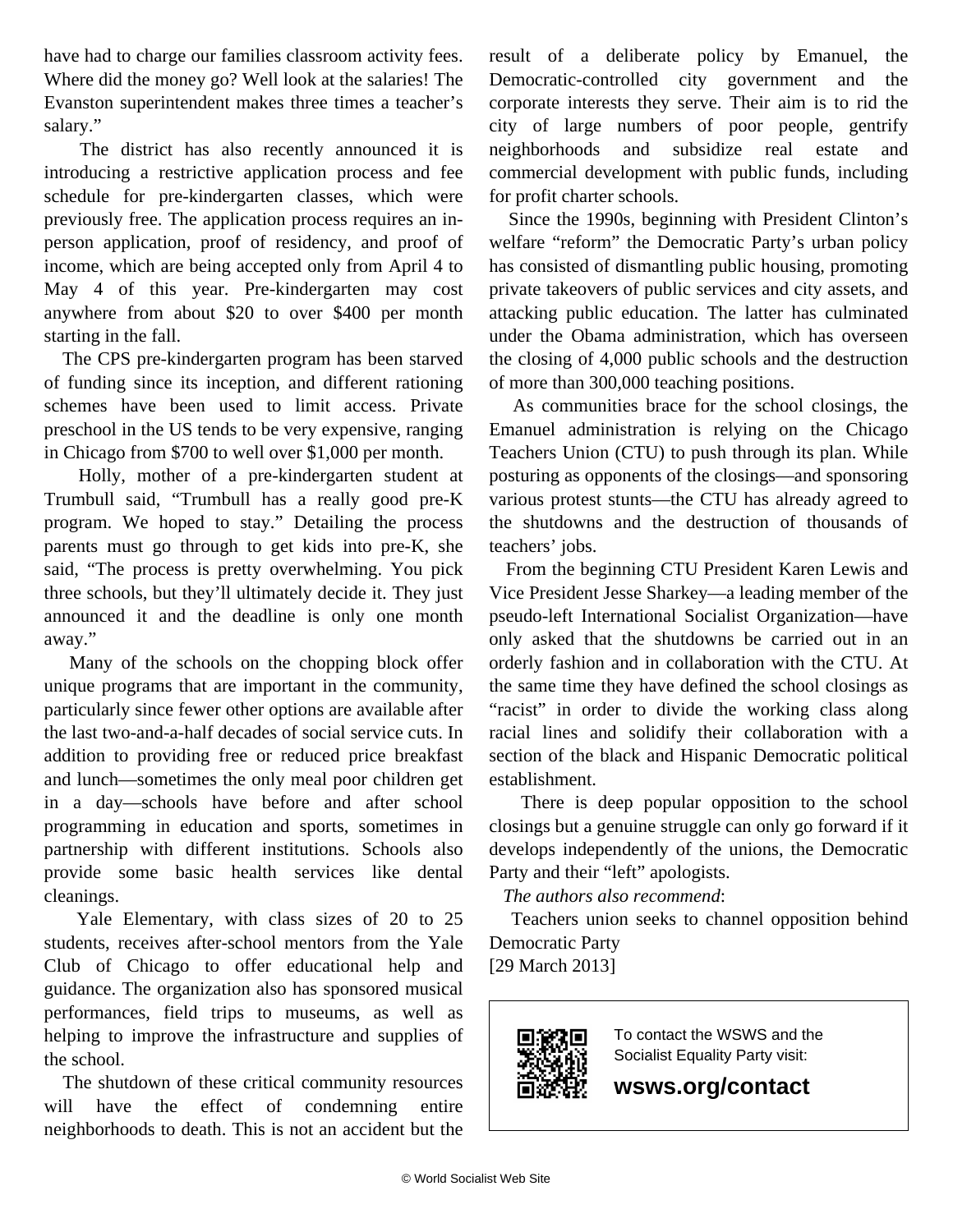have had to charge our families classroom activity fees. Where did the money go? Well look at the salaries! The Evanston superintendent makes three times a teacher's salary."

The district has also recently announced it is introducing a restrictive application process and fee schedule for pre-kindergarten classes, which were previously free. The application process requires an in-person application, proof of residency, and proof of income, which are being accepted only from April 4 to May 4 of this year. Pre-kindergarten may cost anywhere from about $20 to over $400 per month starting in the fall.

The CPS pre-kindergarten program has been starved of funding since its inception, and different rationing schemes have been used to limit access. Private preschool in the US tends to be very expensive, ranging in Chicago from $700 to well over $1,000 per month.

Holly, mother of a pre-kindergarten student at Trumbull said, "Trumbull has a really good pre-K program. We hoped to stay." Detailing the process parents must go through to get kids into pre-K, she said, "The process is pretty overwhelming. You pick three schools, but they'll ultimately decide it. They just announced it and the deadline is only one month away."

Many of the schools on the chopping block offer unique programs that are important in the community, particularly since fewer other options are available after the last two-and-a-half decades of social service cuts. In addition to providing free or reduced price breakfast and lunch—sometimes the only meal poor children get in a day—schools have before and after school programming in education and sports, sometimes in partnership with different institutions. Schools also provide some basic health services like dental cleanings.

Yale Elementary, with class sizes of 20 to 25 students, receives after-school mentors from the Yale Club of Chicago to offer educational help and guidance. The organization also has sponsored musical performances, field trips to museums, as well as helping to improve the infrastructure and supplies of the school.

The shutdown of these critical community resources will have the effect of condemning entire neighborhoods to death. This is not an accident but the result of a deliberate policy by Emanuel, the Democratic-controlled city government and the corporate interests they serve. Their aim is to rid the city of large numbers of poor people, gentrify neighborhoods and subsidize real estate and commercial development with public funds, including for profit charter schools.

Since the 1990s, beginning with President Clinton's welfare "reform" the Democratic Party's urban policy has consisted of dismantling public housing, promoting private takeovers of public services and city assets, and attacking public education. The latter has culminated under the Obama administration, which has overseen the closing of 4,000 public schools and the destruction of more than 300,000 teaching positions.

As communities brace for the school closings, the Emanuel administration is relying on the Chicago Teachers Union (CTU) to push through its plan. While posturing as opponents of the closings—and sponsoring various protest stunts—the CTU has already agreed to the shutdowns and the destruction of thousands of teachers' jobs.

From the beginning CTU President Karen Lewis and Vice President Jesse Sharkey—a leading member of the pseudo-left International Socialist Organization—have only asked that the shutdowns be carried out in an orderly fashion and in collaboration with the CTU. At the same time they have defined the school closings as "racist" in order to divide the working class along racial lines and solidify their collaboration with a section of the black and Hispanic Democratic political establishment.

There is deep popular opposition to the school closings but a genuine struggle can only go forward if it develops independently of the unions, the Democratic Party and their "left" apologists.

*The authors also recommend*:

Teachers union seeks to channel opposition behind Democratic Party
[29 March 2013]

To contact the WSWS and the Socialist Equality Party visit:

**wsws.org/contact**